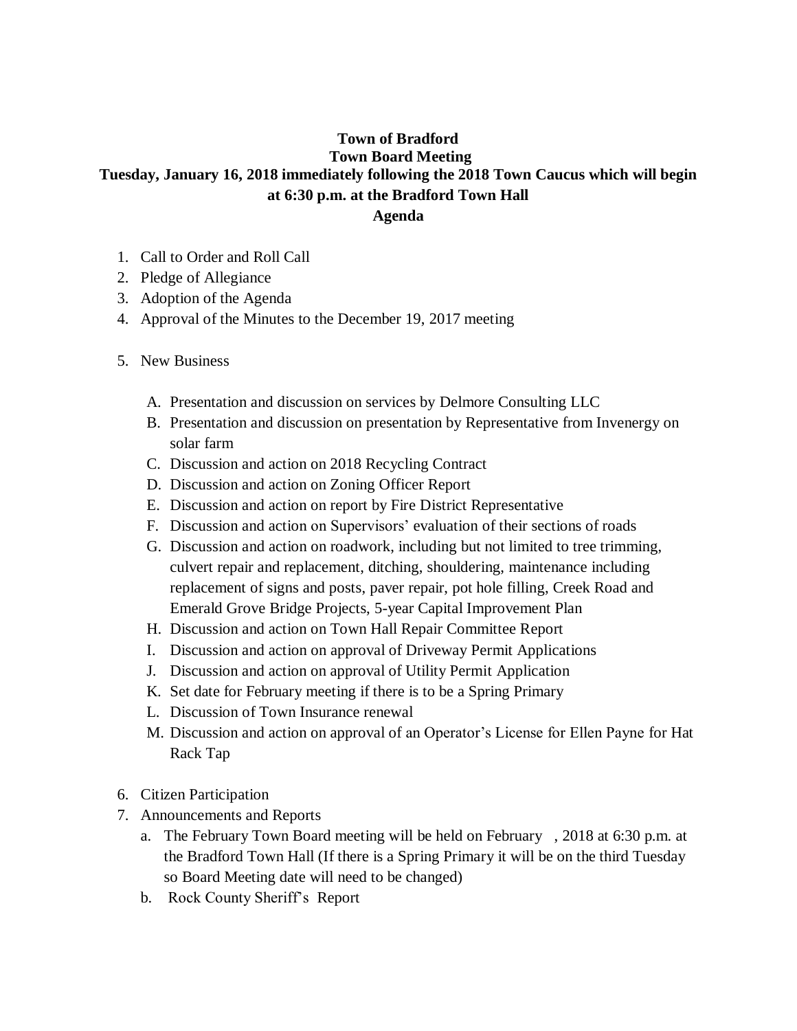# Town of Bradford

## Town Board Meeting

## Tuesday, January 16, 2018 immediately following the 2018 Town Caucus which will begin at 6:30 p.m. at the Bradford Town Hall

## Agenda

1. Call to Order and Roll Call
2. Pledge of Allegiance
3. Adoption of the Agenda
4. Approval of the Minutes to the December 19, 2017 meeting

5. New Business

   A. Presentation and discussion on services by Delmore Consulting LLC
   B. Presentation and discussion on presentation by Representative from Invenergy on solar farm
   C. Discussion and action on 2018 Recycling Contract
   D. Discussion and action on Zoning Officer Report
   E. Discussion and action on report by Fire District Representative
   F. Discussion and action on Supervisors' evaluation of their sections of roads
   G. Discussion and action on roadwork, including but not limited to tree trimming, culvert repair and replacement, ditching, shouldering, maintenance including replacement of signs and posts, paver repair, pot hole filling, Creek Road and Emerald Grove Bridge Projects, 5-year Capital Improvement Plan
   H. Discussion and action on Town Hall Repair Committee Report
   I. Discussion and action on approval of Driveway Permit Applications
   J. Discussion and action on approval of Utility Permit Application
   K. Set date for February meeting if there is to be a Spring Primary
   L. Discussion of Town Insurance renewal
   M. Discussion and action on approval of an Operator's License for Ellen Payne for Hat Rack Tap

6. Citizen Participation
7. Announcements and Reports
   a. The February Town Board meeting will be held on February , 2018 at 6:30 p.m. at the Bradford Town Hall (If there is a Spring Primary it will be on the third Tuesday so Board Meeting date will need to be changed)
   b. Rock County Sheriff's Report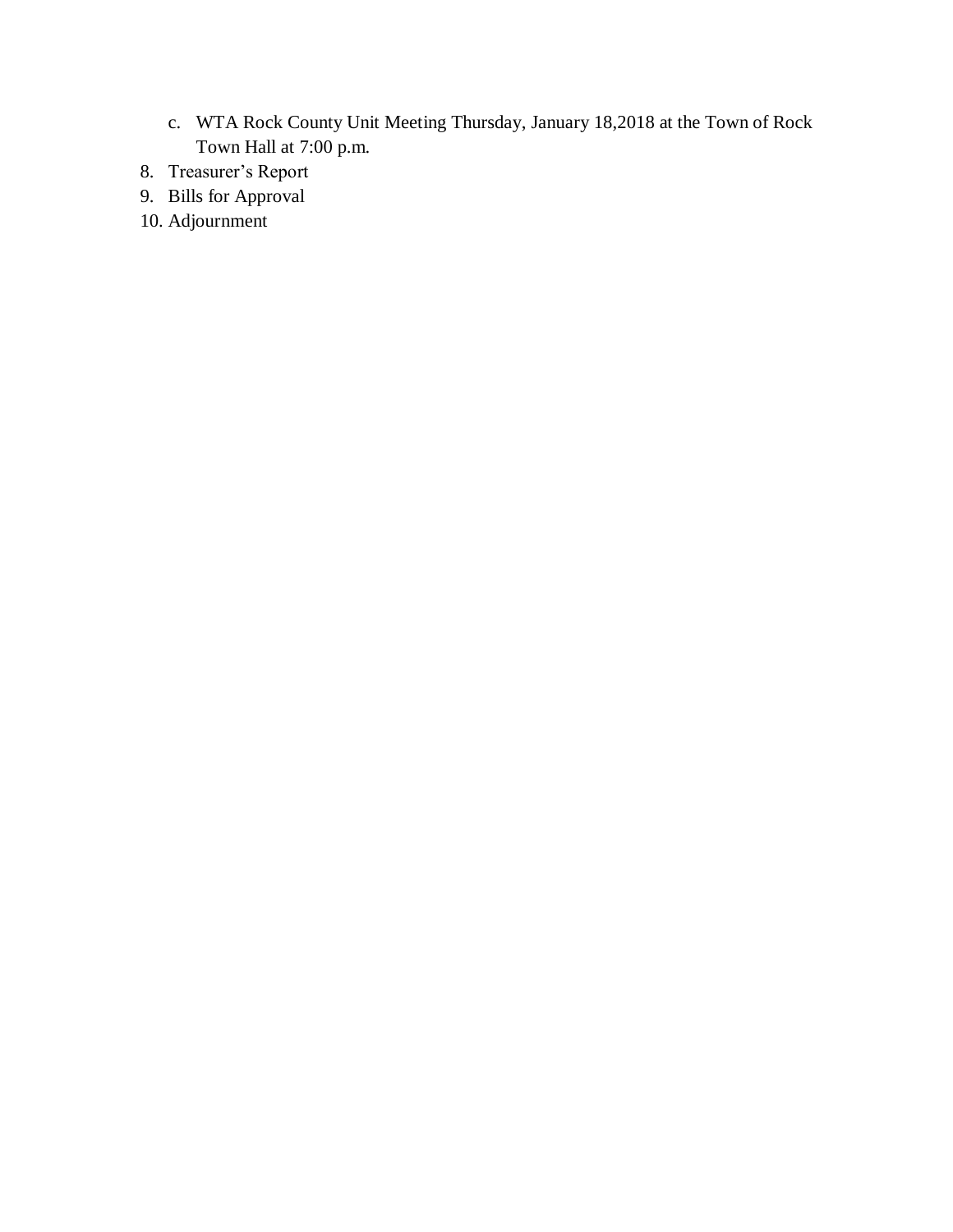c. WTA Rock County Unit Meeting Thursday, January 18,2018 at the Town of Rock Town Hall at 7:00 p.m.

8. Treasurer's Report
9. Bills for Approval
10. Adjournment